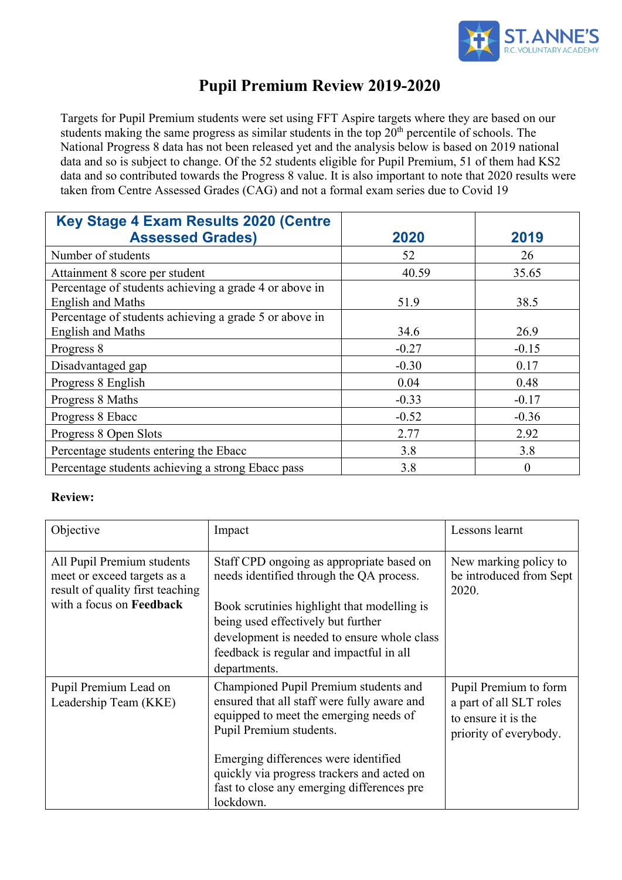# Pupil Premium Review 2019-2020

Targets for Pupil Premium students were set using FFT Aspire targets where they are based on our students making the same progress as similar students in the top 20th percentile of schools. The National Progress 8 data has not been released yet and the analysis below is based on 2019 national data and so is subject to change. Of the 52 students eligible for Pupil Premium, 51 of them had KS2 data and so contributed towards the Progress 8 value. It is also important to note that 2020 results were taken from Centre Assessed Grades (CAG) and not a formal exam series due to Covid 19

| Key Stage 4 Exam Results 2020 (Centre Assessed Grades) | 2020 | 2019 |
|---|---|---|
| Number of students | 52 | 26 |
| Attainment 8 score per student | 40.59 | 35.65 |
| Percentage of students achieving a grade 4 or above in English and Maths | 51.9 | 38.5 |
| Percentage of students achieving a grade 5 or above in English and Maths | 34.6 | 26.9 |
| Progress 8 | -0.27 | -0.15 |
| Disadvantaged gap | -0.30 | 0.17 |
| Progress 8 English | 0.04 | 0.48 |
| Progress 8 Maths | -0.33 | -0.17 |
| Progress 8 Ebacc | -0.52 | -0.36 |
| Progress 8 Open Slots | 2.77 | 2.92 |
| Percentage students entering the Ebacc | 3.8 | 3.8 |
| Percentage students achieving a strong Ebacc pass | 3.8 | 0 |

**Review:**

| Objective | Impact | Lessons learnt |
|---|---|---|
| All Pupil Premium students meet or exceed targets as a result of quality first teaching with a focus on **Feedback** | Staff CPD ongoing as appropriate based on needs identified through the QA process.<br><br>Book scrutinies highlight that modelling is being used effectively but further development is needed to ensure whole class feedback is regular and impactful in all departments. | New marking policy to be introduced from Sept 2020. |
| Pupil Premium Lead on Leadership Team (KKE) | Championed Pupil Premium students and ensured that all staff were fully aware and equipped to meet the emerging needs of Pupil Premium students.<br><br>Emerging differences were identified quickly via progress trackers and acted on fast to close any emerging differences pre lockdown. | Pupil Premium to form a part of all SLT roles to ensure it is the priority of everybody. |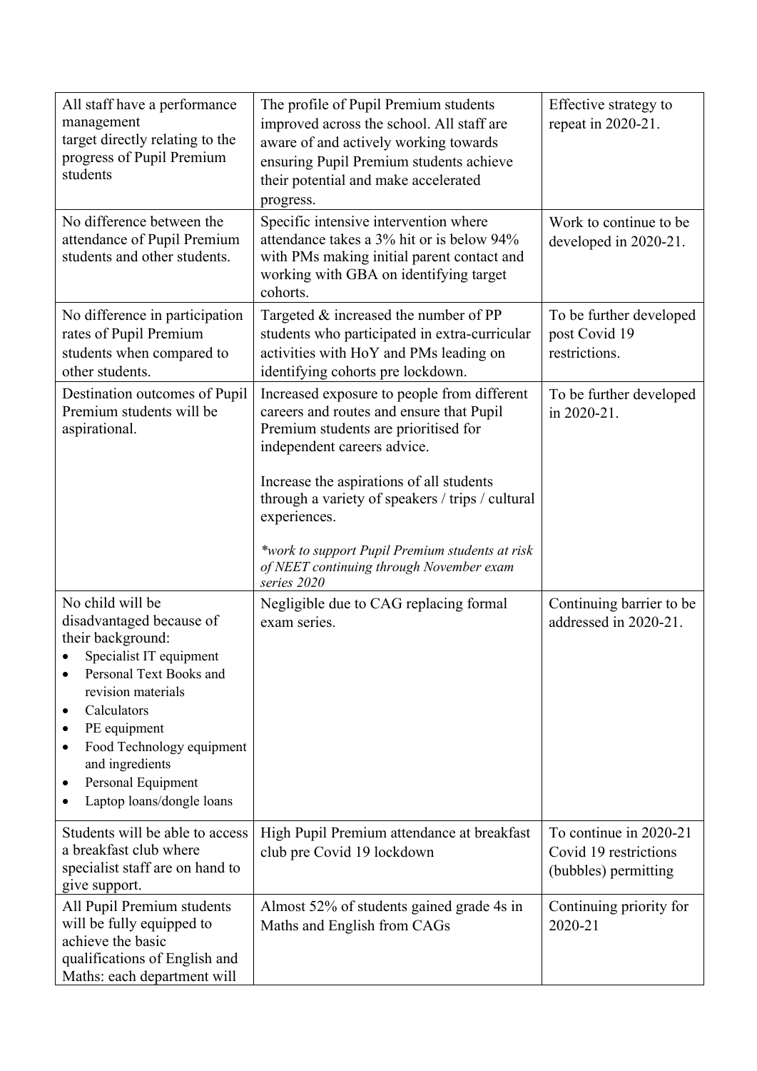| | | |
|---|---|---|
| All staff have a performance management target directly relating to the progress of Pupil Premium students | The profile of Pupil Premium students improved across the school. All staff are aware of and actively working towards ensuring Pupil Premium students achieve their potential and make accelerated progress. | Effective strategy to repeat in 2020-21. |
| No difference between the attendance of Pupil Premium students and other students. | Specific intensive intervention where attendance takes a 3% hit or is below 94% with PMs making initial parent contact and working with GBA on identifying target cohorts. | Work to continue to be developed in 2020-21. |
| No difference in participation rates of Pupil Premium students when compared to other students. | Targeted & increased the number of PP students who participated in extra-curricular activities with HoY and PMs leading on identifying cohorts pre lockdown. | To be further developed post Covid 19 restrictions. |
| Destination outcomes of Pupil Premium students will be aspirational. | Increased exposure to people from different careers and routes and ensure that Pupil Premium students are prioritised for independent careers advice.<br><br>Increase the aspirations of all students through a variety of speakers / trips / cultural experiences.<br><br>*\*work to support Pupil Premium students at risk of NEET continuing through November exam series 2020* | To be further developed in 2020-21. |
| No child will be disadvantaged because of their background:<br>• Specialist IT equipment<br>• Personal Text Books and revision materials<br>• Calculators<br>• PE equipment<br>• Food Technology equipment and ingredients<br>• Personal Equipment<br>• Laptop loans/dongle loans | Negligible due to CAG replacing formal exam series. | Continuing barrier to be addressed in 2020-21. |
| Students will be able to access a breakfast club where specialist staff are on hand to give support. | High Pupil Premium attendance at breakfast club pre Covid 19 lockdown | To continue in 2020-21 Covid 19 restrictions (bubbles) permitting |
| All Pupil Premium students will be fully equipped to achieve the basic qualifications of English and Maths: each department will | Almost 52% of students gained grade 4s in Maths and English from CAGs | Continuing priority for 2020-21 |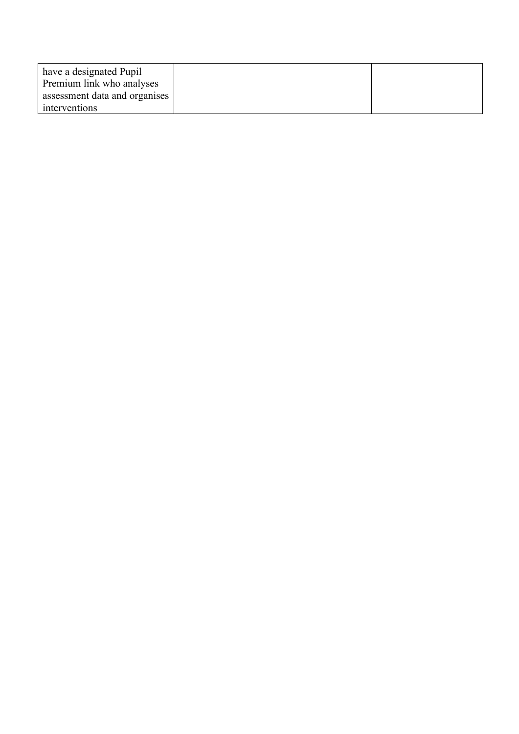| have a designated Pupil Premium link who analyses assessment data and organises interventions | | |
|---|---|---|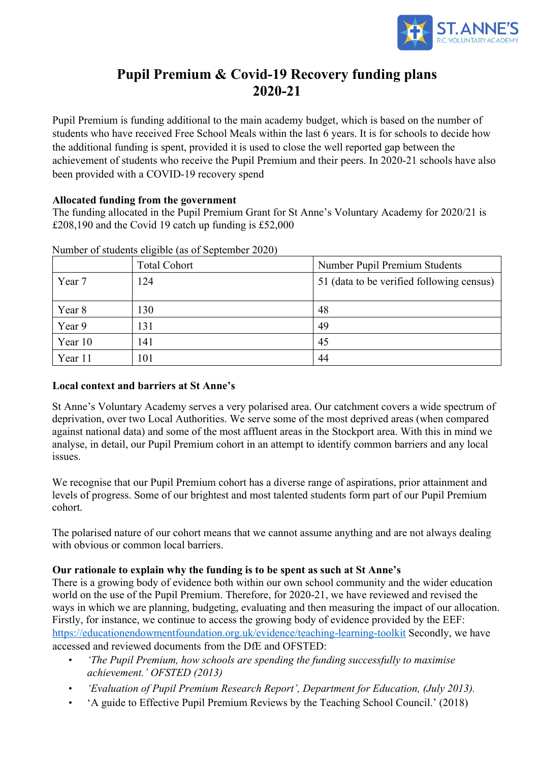# Pupil Premium & Covid-19 Recovery funding plans 2020-21

Pupil Premium is funding additional to the main academy budget, which is based on the number of students who have received Free School Meals within the last 6 years. It is for schools to decide how the additional funding is spent, provided it is used to close the well reported gap between the achievement of students who receive the Pupil Premium and their peers. In 2020-21 schools have also been provided with a COVID-19 recovery spend

**Allocated funding from the government**
The funding allocated in the Pupil Premium Grant for St Anne's Voluntary Academy for 2020/21 is £208,190 and the Covid 19 catch up funding is £52,000

Number of students eligible (as of September 2020)

| | Total Cohort | Number Pupil Premium Students |
|---|---|---|
| Year 7 | 124 | 51 (data to be verified following census) |
| Year 8 | 130 | 48 |
| Year 9 | 131 | 49 |
| Year 10 | 141 | 45 |
| Year 11 | 101 | 44 |

**Local context and barriers at St Anne's**

St Anne's Voluntary Academy serves a very polarised area. Our catchment covers a wide spectrum of deprivation, over two Local Authorities. We serve some of the most deprived areas (when compared against national data) and some of the most affluent areas in the Stockport area. With this in mind we analyse, in detail, our Pupil Premium cohort in an attempt to identify common barriers and any local issues.

We recognise that our Pupil Premium cohort has a diverse range of aspirations, prior attainment and levels of progress. Some of our brightest and most talented students form part of our Pupil Premium cohort.

The polarised nature of our cohort means that we cannot assume anything and are not always dealing with obvious or common local barriers.

**Our rationale to explain why the funding is to be spent as such at St Anne's**
There is a growing body of evidence both within our own school community and the wider education world on the use of the Pupil Premium. Therefore, for 2020-21, we have reviewed and revised the ways in which we are planning, budgeting, evaluating and then measuring the impact of our allocation. Firstly, for instance, we continue to access the growing body of evidence provided by the EEF: https://educationendowmentfoundation.org.uk/evidence/teaching-learning-toolkit Secondly, we have accessed and reviewed documents from the DfE and OFSTED:

- *'The Pupil Premium, how schools are spending the funding successfully to maximise achievement.' OFSTED (2013)*
- *'Evaluation of Pupil Premium Research Report', Department for Education, (July 2013).*
- 'A guide to Effective Pupil Premium Reviews by the Teaching School Council.' (2018)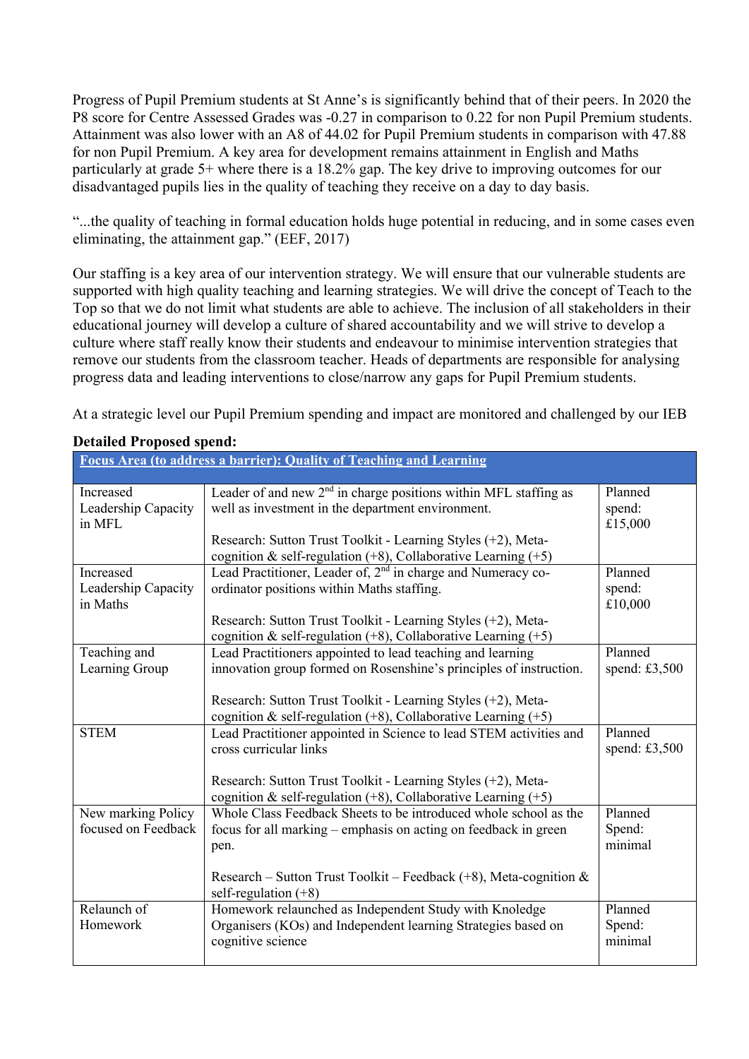Progress of Pupil Premium students at St Anne's is significantly behind that of their peers. In 2020 the P8 score for Centre Assessed Grades was -0.27 in comparison to 0.22 for non Pupil Premium students. Attainment was also lower with an A8 of 44.02 for Pupil Premium students in comparison with 47.88 for non Pupil Premium. A key area for development remains attainment in English and Maths particularly at grade 5+ where there is a 18.2% gap. The key drive to improving outcomes for our disadvantaged pupils lies in the quality of teaching they receive on a day to day basis.

"...the quality of teaching in formal education holds huge potential in reducing, and in some cases even eliminating, the attainment gap." (EEF, 2017)

Our staffing is a key area of our intervention strategy. We will ensure that our vulnerable students are supported with high quality teaching and learning strategies. We will drive the concept of Teach to the Top so that we do not limit what students are able to achieve. The inclusion of all stakeholders in their educational journey will develop a culture of shared accountability and we will strive to develop a culture where staff really know their students and endeavour to minimise intervention strategies that remove our students from the classroom teacher. Heads of departments are responsible for analysing progress data and leading interventions to close/narrow any gaps for Pupil Premium students.

At a strategic level our Pupil Premium spending and impact are monitored and challenged by our IEB

**Detailed Proposed spend:**

| **Focus Area (to address a barrier): Quality of Teaching and Learning** | | |
|---|---|---|
| Increased Leadership Capacity in MFL | Leader of and new 2nd in charge positions within MFL staffing as well as investment in the department environment.<br><br>Research: Sutton Trust Toolkit - Learning Styles (+2), Meta-cognition & self-regulation (+8), Collaborative Learning (+5) | Planned spend: £15,000 |
| Increased Leadership Capacity in Maths | Lead Practitioner, Leader of, 2nd in charge and Numeracy co-ordinator positions within Maths staffing.<br><br>Research: Sutton Trust Toolkit - Learning Styles (+2), Meta-cognition & self-regulation (+8), Collaborative Learning (+5) | Planned spend: £10,000 |
| Teaching and Learning Group | Lead Practitioners appointed to lead teaching and learning innovation group formed on Rosenshine's principles of instruction.<br><br>Research: Sutton Trust Toolkit - Learning Styles (+2), Meta-cognition & self-regulation (+8), Collaborative Learning (+5) | Planned spend: £3,500 |
| STEM | Lead Practitioner appointed in Science to lead STEM activities and cross curricular links<br><br>Research: Sutton Trust Toolkit - Learning Styles (+2), Meta-cognition & self-regulation (+8), Collaborative Learning (+5) | Planned spend: £3,500 |
| New marking Policy focused on Feedback | Whole Class Feedback Sheets to be introduced whole school as the focus for all marking – emphasis on acting on feedback in green pen.<br><br>Research – Sutton Trust Toolkit – Feedback (+8), Meta-cognition & self-regulation (+8) | Planned Spend: minimal |
| Relaunch of Homework | Homework relaunched as Independent Study with Knoledge Organisers (KOs) and Independent learning Strategies based on cognitive science | Planned Spend: minimal |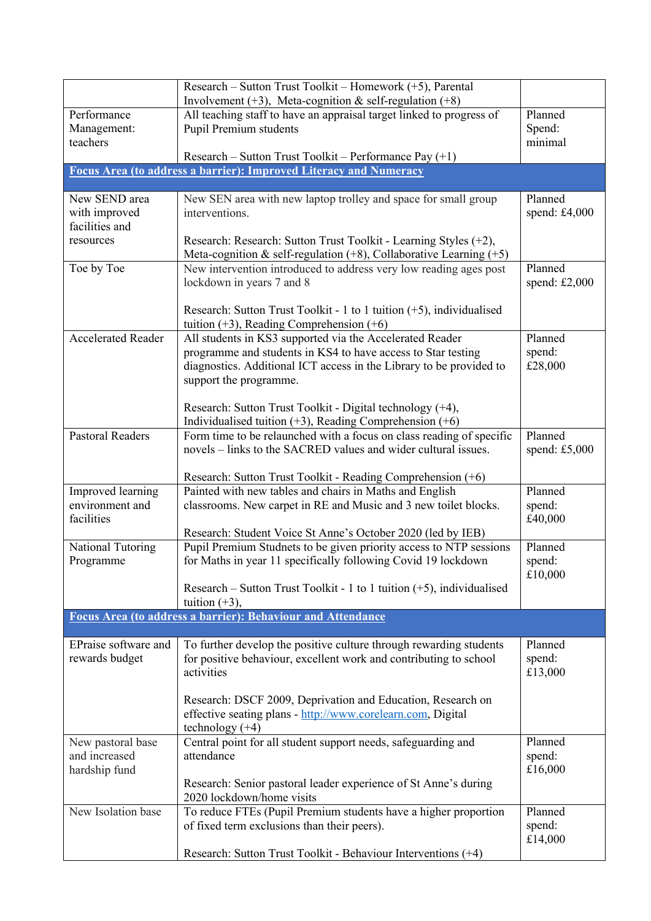| | | |
|---|---|---|
| | Research – Sutton Trust Toolkit – Homework (+5), Parental Involvement (+3), Meta-cognition & self-regulation (+8) | |
| Performance Management: teachers | All teaching staff to have an appraisal target linked to progress of Pupil Premium students<br><br>Research – Sutton Trust Toolkit – Performance Pay (+1) | Planned Spend: minimal |
| **Focus Area (to address a barrier): Improved Literacy and Numeracy** | | |
| New SEND area with improved facilities and resources | New SEN area with new laptop trolley and space for small group interventions.<br><br>Research: Research: Sutton Trust Toolkit - Learning Styles (+2), Meta-cognition & self-regulation (+8), Collaborative Learning (+5) | Planned spend: £4,000 |
| Toe by Toe | New intervention introduced to address very low reading ages post lockdown in years 7 and 8<br><br>Research: Sutton Trust Toolkit - 1 to 1 tuition (+5), individualised tuition (+3), Reading Comprehension (+6) | Planned spend: £2,000 |
| Accelerated Reader | All students in KS3 supported via the Accelerated Reader programme and students in KS4 to have access to Star testing diagnostics. Additional ICT access in the Library to be provided to support the programme.<br><br>Research: Sutton Trust Toolkit - Digital technology (+4), Individualised tuition (+3), Reading Comprehension (+6) | Planned spend: £28,000 |
| Pastoral Readers | Form time to be relaunched with a focus on class reading of specific novels – links to the SACRED values and wider cultural issues.<br><br>Research: Sutton Trust Toolkit - Reading Comprehension (+6) | Planned spend: £5,000 |
| Improved learning environment and facilities | Painted with new tables and chairs in Maths and English classrooms. New carpet in RE and Music and 3 new toilet blocks.<br><br>Research: Student Voice St Anne's October 2020 (led by IEB) | Planned spend: £40,000 |
| National Tutoring Programme | Pupil Premium Studnets to be given priority access to NTP sessions for Maths in year 11 specifically following Covid 19 lockdown<br><br>Research – Sutton Trust Toolkit - 1 to 1 tuition (+5), individualised tuition (+3), | Planned spend: £10,000 |
| **Focus Area (to address a barrier): Behaviour and Attendance** | | |
| EPraise software and rewards budget | To further develop the positive culture through rewarding students for positive behaviour, excellent work and contributing to school activities<br><br>Research: DSCF 2009, Deprivation and Education, Research on effective seating plans - http://www.corelearn.com, Digital technology (+4) | Planned spend: £13,000 |
| New pastoral base and increased hardship fund | Central point for all student support needs, safeguarding and attendance<br><br>Research: Senior pastoral leader experience of St Anne's during 2020 lockdown/home visits | Planned spend: £16,000 |
| New Isolation base | To reduce FTEs (Pupil Premium students have a higher proportion of fixed term exclusions than their peers).<br><br>Research: Sutton Trust Toolkit - Behaviour Interventions (+4) | Planned spend: £14,000 |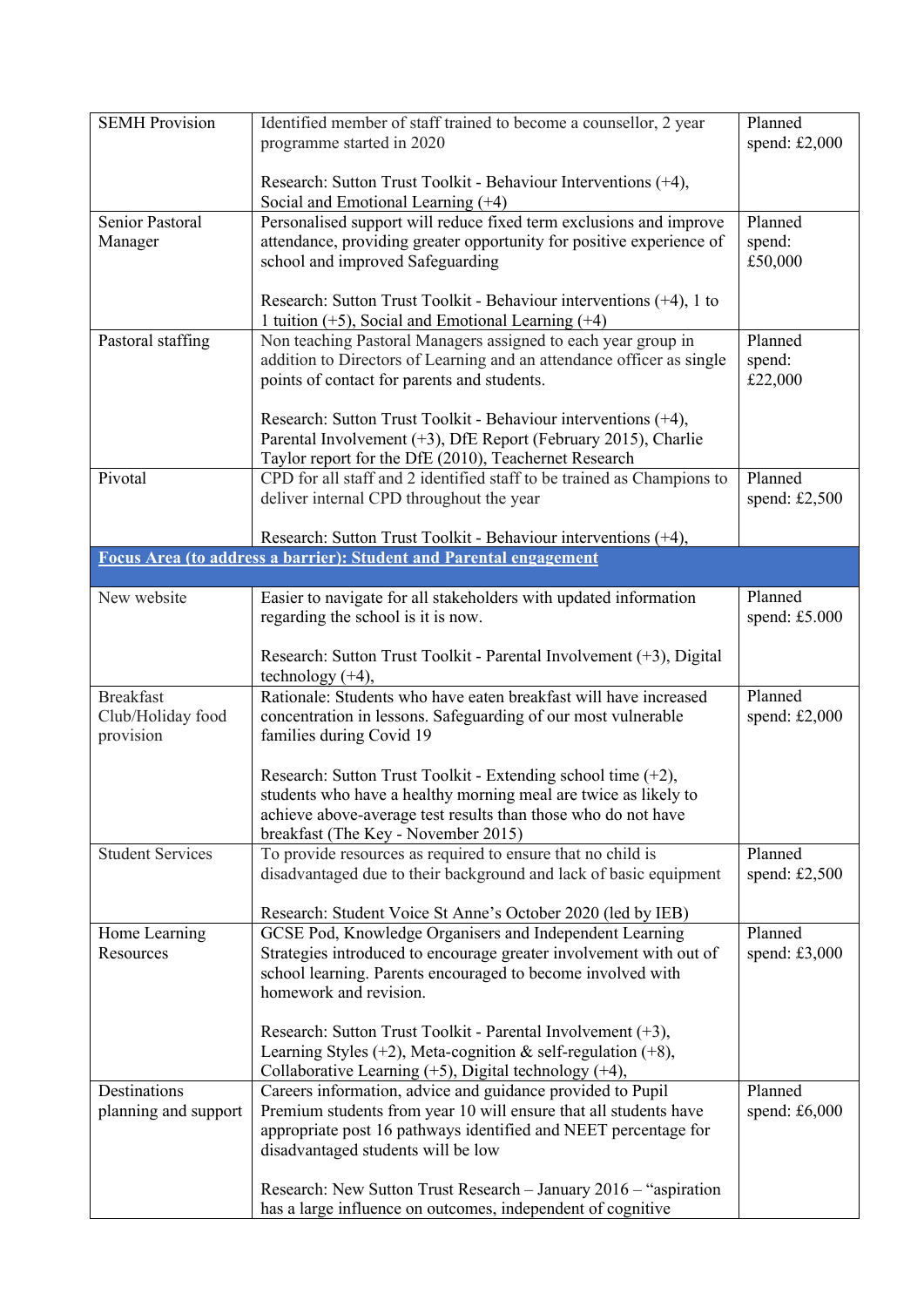| | | |
|---|---|---|
| SEMH Provision | Identified member of staff trained to become a counsellor, 2 year programme started in 2020<br><br>Research: Sutton Trust Toolkit - Behaviour Interventions (+4), Social and Emotional Learning (+4) | Planned spend: £2,000 |
| Senior Pastoral Manager | Personalised support will reduce fixed term exclusions and improve attendance, providing greater opportunity for positive experience of school and improved Safeguarding<br><br>Research: Sutton Trust Toolkit - Behaviour interventions (+4), 1 to 1 tuition (+5), Social and Emotional Learning (+4) | Planned spend: £50,000 |
| Pastoral staffing | Non teaching Pastoral Managers assigned to each year group in addition to Directors of Learning and an attendance officer as single points of contact for parents and students.<br><br>Research: Sutton Trust Toolkit - Behaviour interventions (+4), Parental Involvement (+3), DfE Report (February 2015), Charlie Taylor report for the DfE (2010), Teachernet Research | Planned spend: £22,000 |
| Pivotal | CPD for all staff and 2 identified staff to be trained as Champions to deliver internal CPD throughout the year<br><br>Research: Sutton Trust Toolkit - Behaviour interventions (+4), | Planned spend: £2,500 |
| **Focus Area (to address a barrier): Student and Parental engagement** | | |
| New website | Easier to navigate for all stakeholders with updated information regarding the school is it is now.<br><br>Research: Sutton Trust Toolkit - Parental Involvement (+3), Digital technology (+4), | Planned spend: £5.000 |
| Breakfast Club/Holiday food provision | Rationale: Students who have eaten breakfast will have increased concentration in lessons. Safeguarding of our most vulnerable families during Covid 19<br><br>Research: Sutton Trust Toolkit - Extending school time (+2), students who have a healthy morning meal are twice as likely to achieve above-average test results than those who do not have breakfast (The Key - November 2015) | Planned spend: £2,000 |
| Student Services | To provide resources as required to ensure that no child is disadvantaged due to their background and lack of basic equipment<br><br>Research: Student Voice St Anne's October 2020 (led by IEB) | Planned spend: £2,500 |
| Home Learning Resources | GCSE Pod, Knowledge Organisers and Independent Learning Strategies introduced to encourage greater involvement with out of school learning. Parents encouraged to become involved with homework and revision.<br><br>Research: Sutton Trust Toolkit - Parental Involvement (+3), Learning Styles (+2), Meta-cognition & self-regulation (+8), Collaborative Learning (+5), Digital technology (+4), | Planned spend: £3,000 |
| Destinations planning and support | Careers information, advice and guidance provided to Pupil Premium students from year 10 will ensure that all students have appropriate post 16 pathways identified and NEET percentage for disadvantaged students will be low<br><br>Research: New Sutton Trust Research – January 2016 – "aspiration has a large influence on outcomes, independent of cognitive | Planned spend: £6,000 |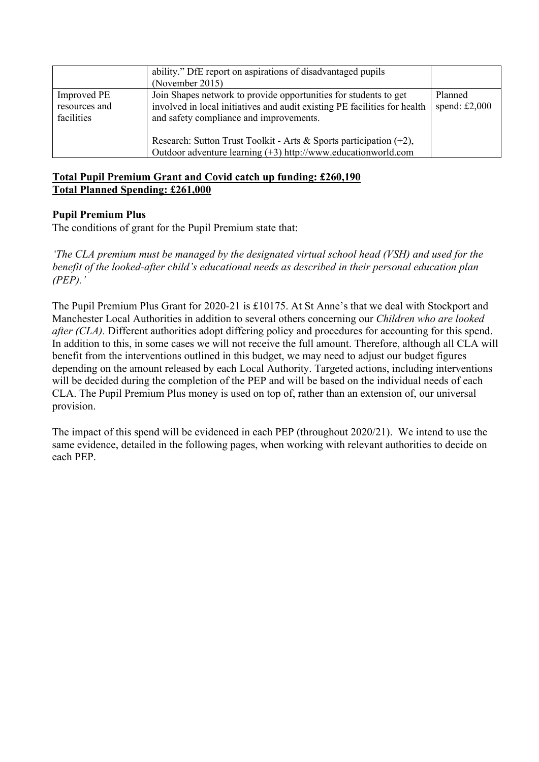| | | |
|---|---|---|
| | ability." DfE report on aspirations of disadvantaged pupils (November 2015) | |
| Improved PE resources and facilities | Join Shapes network to provide opportunities for students to get involved in local initiatives and audit existing PE facilities for health and safety compliance and improvements.<br><br>Research: Sutton Trust Toolkit - Arts & Sports participation (+2), Outdoor adventure learning (+3) http://www.educationworld.com | Planned spend: £2,000 |

**Total Pupil Premium Grant and Covid catch up funding: £260,190**
**Total Planned Spending: £261,000**

**Pupil Premium Plus**

The conditions of grant for the Pupil Premium state that:

*'The CLA premium must be managed by the designated virtual school head (VSH) and used for the benefit of the looked-after child's educational needs as described in their personal education plan (PEP).'*

The Pupil Premium Plus Grant for 2020-21 is £10175. At St Anne's that we deal with Stockport and Manchester Local Authorities in addition to several others concerning our *Children who are looked after (CLA).* Different authorities adopt differing policy and procedures for accounting for this spend. In addition to this, in some cases we will not receive the full amount. Therefore, although all CLA will benefit from the interventions outlined in this budget, we may need to adjust our budget figures depending on the amount released by each Local Authority. Targeted actions, including interventions will be decided during the completion of the PEP and will be based on the individual needs of each CLA. The Pupil Premium Plus money is used on top of, rather than an extension of, our universal provision.

The impact of this spend will be evidenced in each PEP (throughout 2020/21). We intend to use the same evidence, detailed in the following pages, when working with relevant authorities to decide on each PEP.